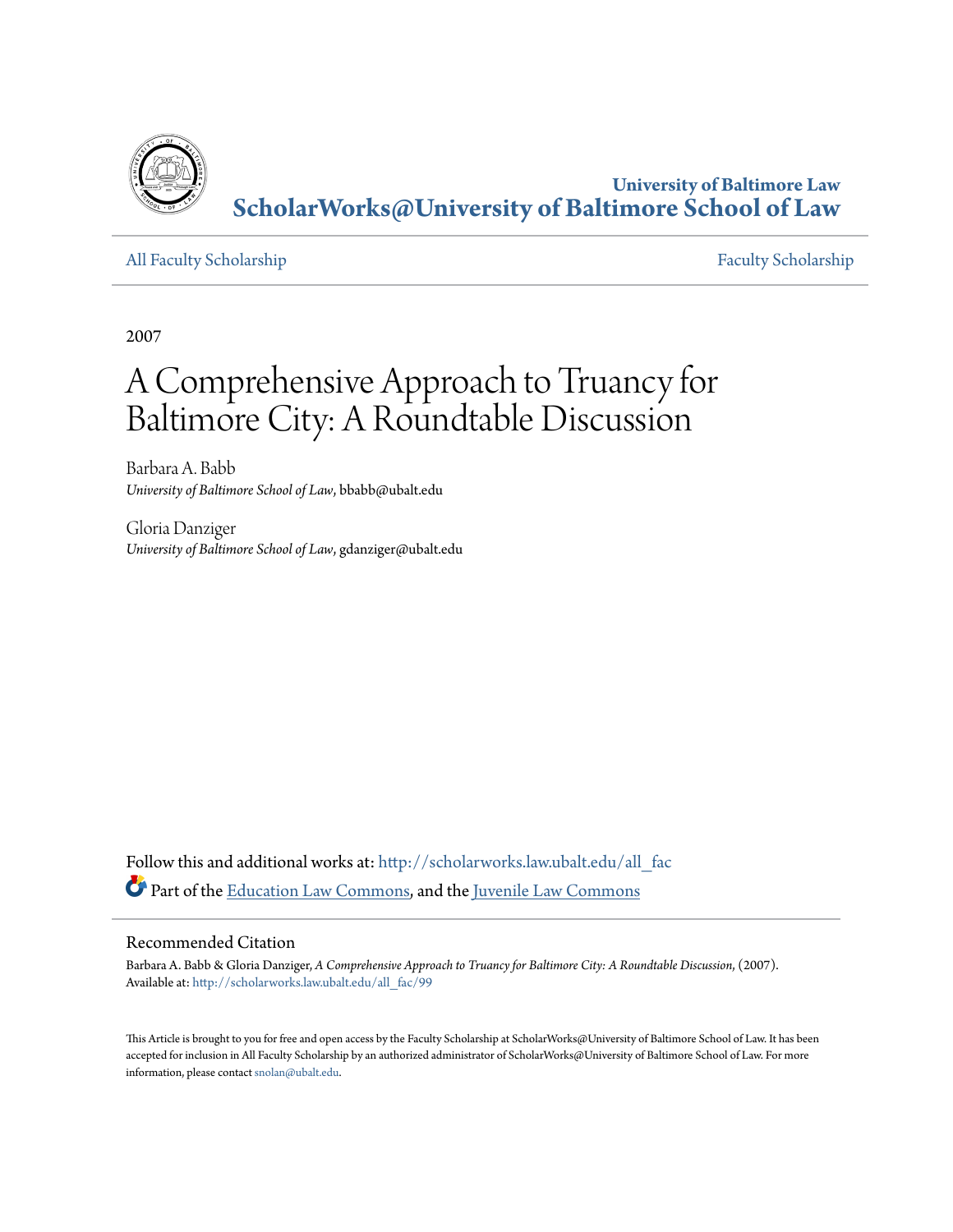University of Baltimore Law
**ScholarWorks@University of Baltimore School of Law**

All Faculty Scholarship | Faculty Scholarship

2007

# A Comprehensive Approach to Truancy for Baltimore City: A Roundtable Discussion

Barbara A. Babb
*University of Baltimore School of Law*, bbabb@ubalt.edu

Gloria Danziger
*University of Baltimore School of Law*, gdanziger@ubalt.edu

Follow this and additional works at: http://scholarworks.law.ubalt.edu/all_fac

Part of the Education Law Commons, and the Juvenile Law Commons

## Recommended Citation

Barbara A. Babb & Gloria Danziger, *A Comprehensive Approach to Truancy for Baltimore City: A Roundtable Discussion*, (2007).
Available at: http://scholarworks.law.ubalt.edu/all_fac/99

This Article is brought to you for free and open access by the Faculty Scholarship at ScholarWorks@University of Baltimore School of Law. It has been accepted for inclusion in All Faculty Scholarship by an authorized administrator of ScholarWorks@University of Baltimore School of Law. For more information, please contact snolan@ubalt.edu.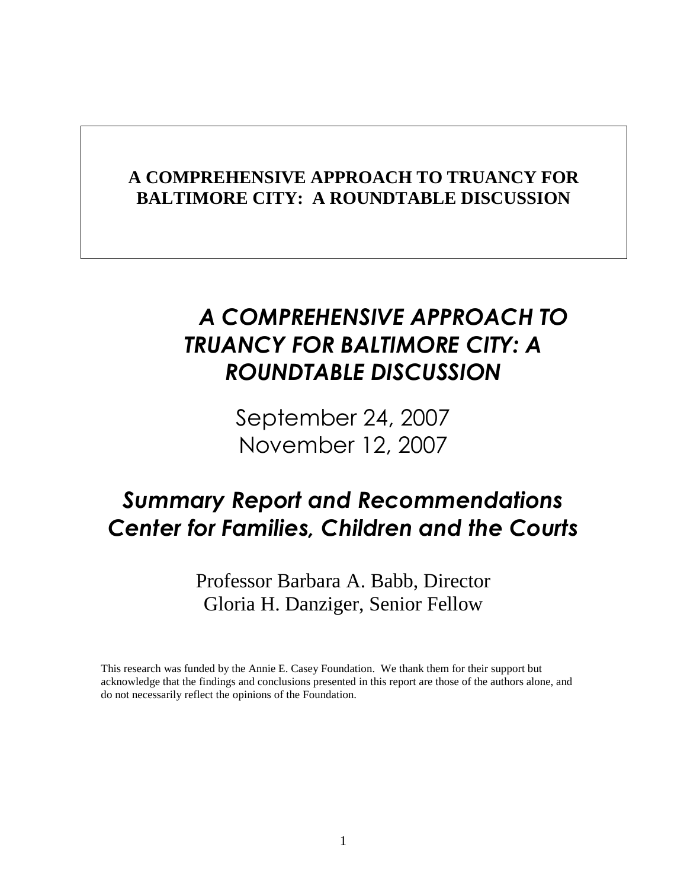**A COMPREHENSIVE APPROACH TO TRUANCY FOR BALTIMORE CITY: A ROUNDTABLE DISCUSSION**

# *A COMPREHENSIVE APPROACH TO TRUANCY FOR BALTIMORE CITY: A ROUNDTABLE DISCUSSION*

September 24, 2007
November 12, 2007

## *Summary Report and Recommendations Center for Families, Children and the Courts*

Professor Barbara A. Babb, Director
Gloria H. Danziger, Senior Fellow

This research was funded by the Annie E. Casey Foundation. We thank them for their support but acknowledge that the findings and conclusions presented in this report are those of the authors alone, and do not necessarily reflect the opinions of the Foundation.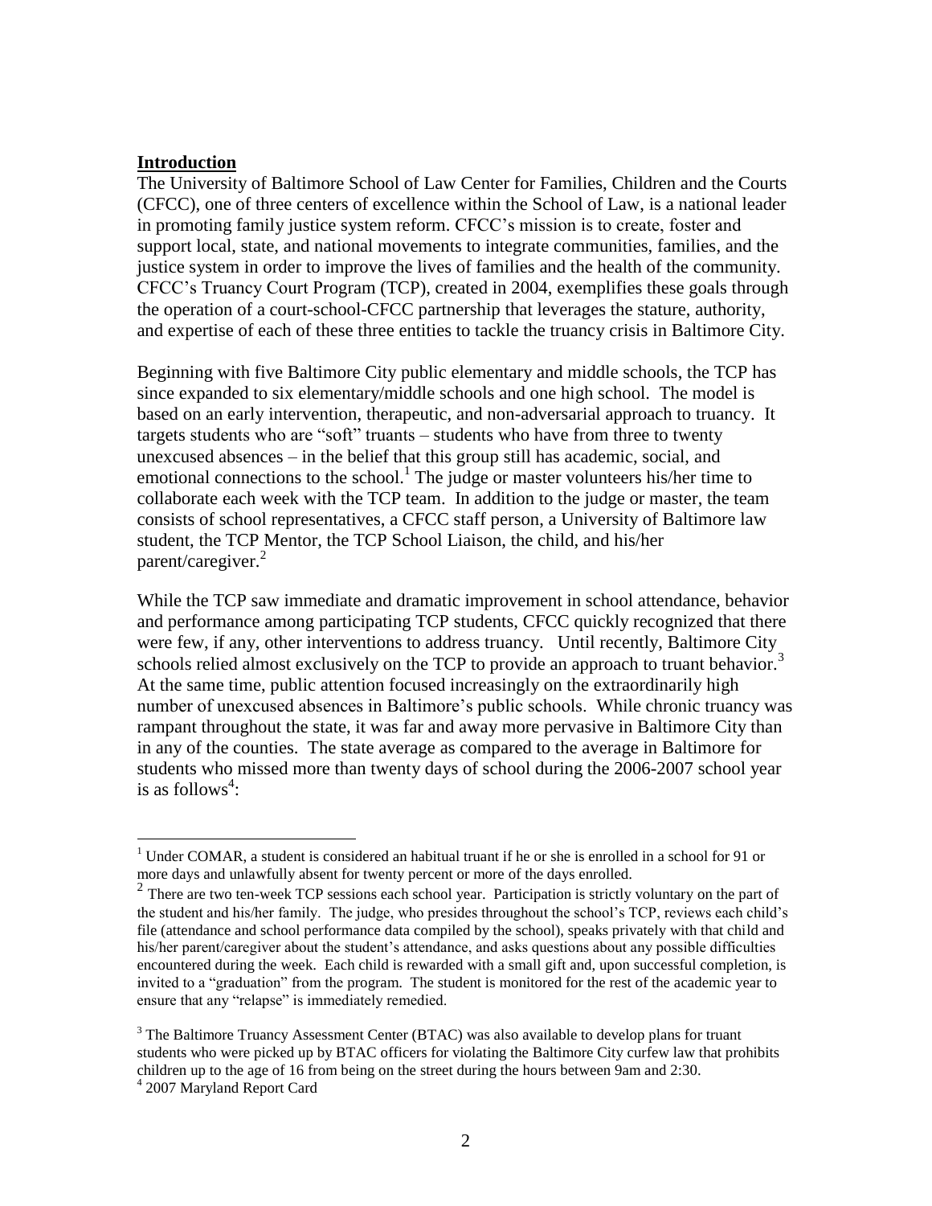**Introduction**

The University of Baltimore School of Law Center for Families, Children and the Courts (CFCC), one of three centers of excellence within the School of Law, is a national leader in promoting family justice system reform. CFCC's mission is to create, foster and support local, state, and national movements to integrate communities, families, and the justice system in order to improve the lives of families and the health of the community. CFCC's Truancy Court Program (TCP), created in 2004, exemplifies these goals through the operation of a court-school-CFCC partnership that leverages the stature, authority, and expertise of each of these three entities to tackle the truancy crisis in Baltimore City.

Beginning with five Baltimore City public elementary and middle schools, the TCP has since expanded to six elementary/middle schools and one high school. The model is based on an early intervention, therapeutic, and non-adversarial approach to truancy. It targets students who are "soft" truants – students who have from three to twenty unexcused absences – in the belief that this group still has academic, social, and emotional connections to the school.[1] The judge or master volunteers his/her time to collaborate each week with the TCP team. In addition to the judge or master, the team consists of school representatives, a CFCC staff person, a University of Baltimore law student, the TCP Mentor, the TCP School Liaison, the child, and his/her parent/caregiver.[2]

While the TCP saw immediate and dramatic improvement in school attendance, behavior and performance among participating TCP students, CFCC quickly recognized that there were few, if any, other interventions to address truancy. Until recently, Baltimore City schools relied almost exclusively on the TCP to provide an approach to truant behavior.[3] At the same time, public attention focused increasingly on the extraordinarily high number of unexcused absences in Baltimore's public schools. While chronic truancy was rampant throughout the state, it was far and away more pervasive in Baltimore City than in any of the counties. The state average as compared to the average in Baltimore for students who missed more than twenty days of school during the 2006-2007 school year is as follows[4]:

---

[1] Under COMAR, a student is considered an habitual truant if he or she is enrolled in a school for 91 or more days and unlawfully absent for twenty percent or more of the days enrolled.

[2] There are two ten-week TCP sessions each school year. Participation is strictly voluntary on the part of the student and his/her family. The judge, who presides throughout the school's TCP, reviews each child's file (attendance and school performance data compiled by the school), speaks privately with that child and his/her parent/caregiver about the student's attendance, and asks questions about any possible difficulties encountered during the week. Each child is rewarded with a small gift and, upon successful completion, is invited to a "graduation" from the program. The student is monitored for the rest of the academic year to ensure that any "relapse" is immediately remedied.

[3] The Baltimore Truancy Assessment Center (BTAC) was also available to develop plans for truant students who were picked up by BTAC officers for violating the Baltimore City curfew law that prohibits children up to the age of 16 from being on the street during the hours between 9am and 2:30.

[4] 2007 Maryland Report Card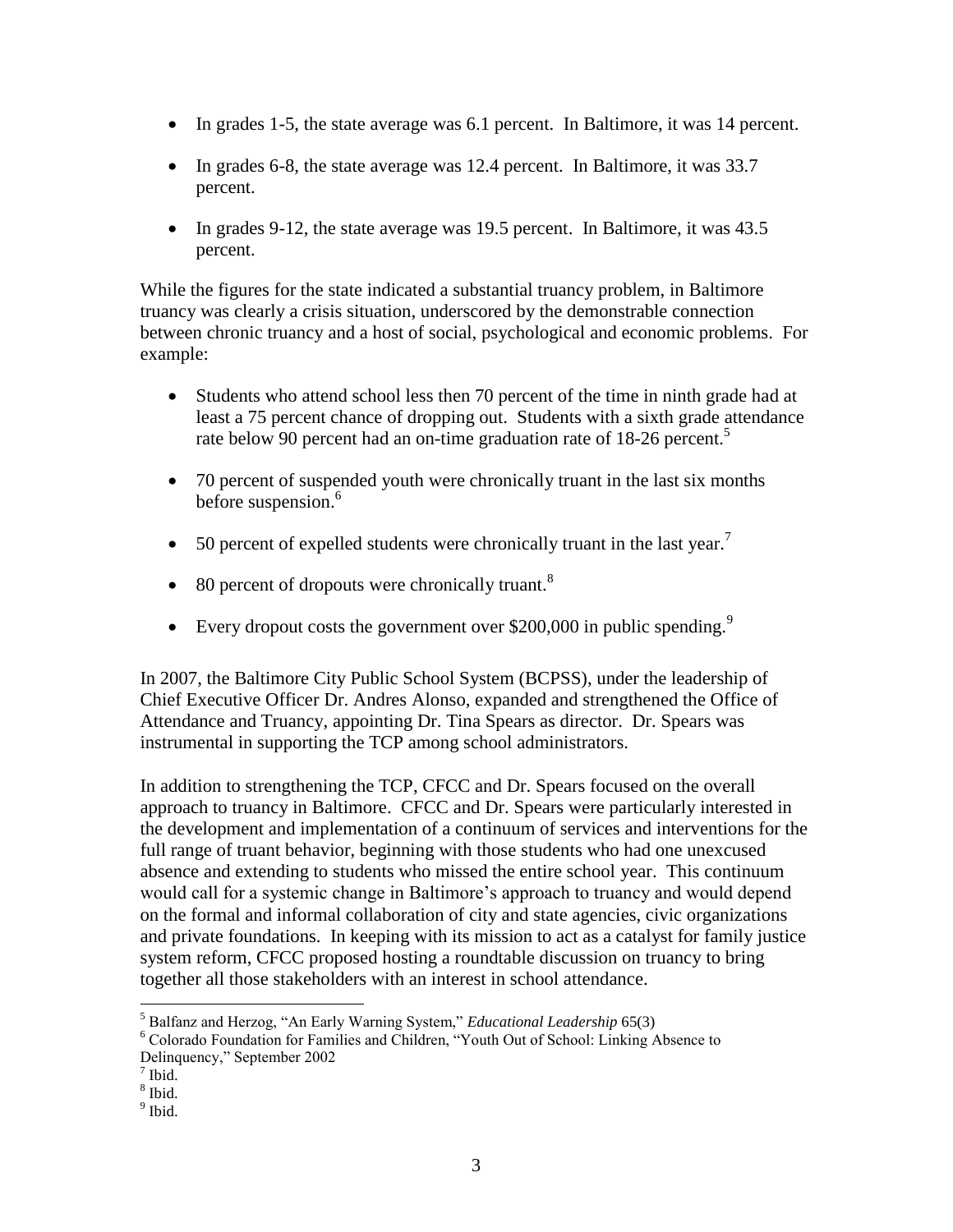- In grades 1-5, the state average was 6.1 percent. In Baltimore, it was 14 percent.
- In grades 6-8, the state average was 12.4 percent. In Baltimore, it was 33.7 percent.
- In grades 9-12, the state average was 19.5 percent. In Baltimore, it was 43.5 percent.

While the figures for the state indicated a substantial truancy problem, in Baltimore truancy was clearly a crisis situation, underscored by the demonstrable connection between chronic truancy and a host of social, psychological and economic problems. For example:

- Students who attend school less then 70 percent of the time in ninth grade had at least a 75 percent chance of dropping out. Students with a sixth grade attendance rate below 90 percent had an on-time graduation rate of 18-26 percent.[5]
- 70 percent of suspended youth were chronically truant in the last six months before suspension.[6]
- 50 percent of expelled students were chronically truant in the last year.[7]
- 80 percent of dropouts were chronically truant.[8]
- Every dropout costs the government over $200,000 in public spending.[9]

In 2007, the Baltimore City Public School System (BCPSS), under the leadership of Chief Executive Officer Dr. Andres Alonso, expanded and strengthened the Office of Attendance and Truancy, appointing Dr. Tina Spears as director. Dr. Spears was instrumental in supporting the TCP among school administrators.

In addition to strengthening the TCP, CFCC and Dr. Spears focused on the overall approach to truancy in Baltimore. CFCC and Dr. Spears were particularly interested in the development and implementation of a continuum of services and interventions for the full range of truant behavior, beginning with those students who had one unexcused absence and extending to students who missed the entire school year. This continuum would call for a systemic change in Baltimore's approach to truancy and would depend on the formal and informal collaboration of city and state agencies, civic organizations and private foundations. In keeping with its mission to act as a catalyst for family justice system reform, CFCC proposed hosting a roundtable discussion on truancy to bring together all those stakeholders with an interest in school attendance.

---

[5] Balfanz and Herzog, "An Early Warning System," *Educational Leadership* 65(3)

[6] Colorado Foundation for Families and Children, "Youth Out of School: Linking Absence to Delinquency," September 2002

[7] Ibid.

[8] Ibid.

[9] Ibid.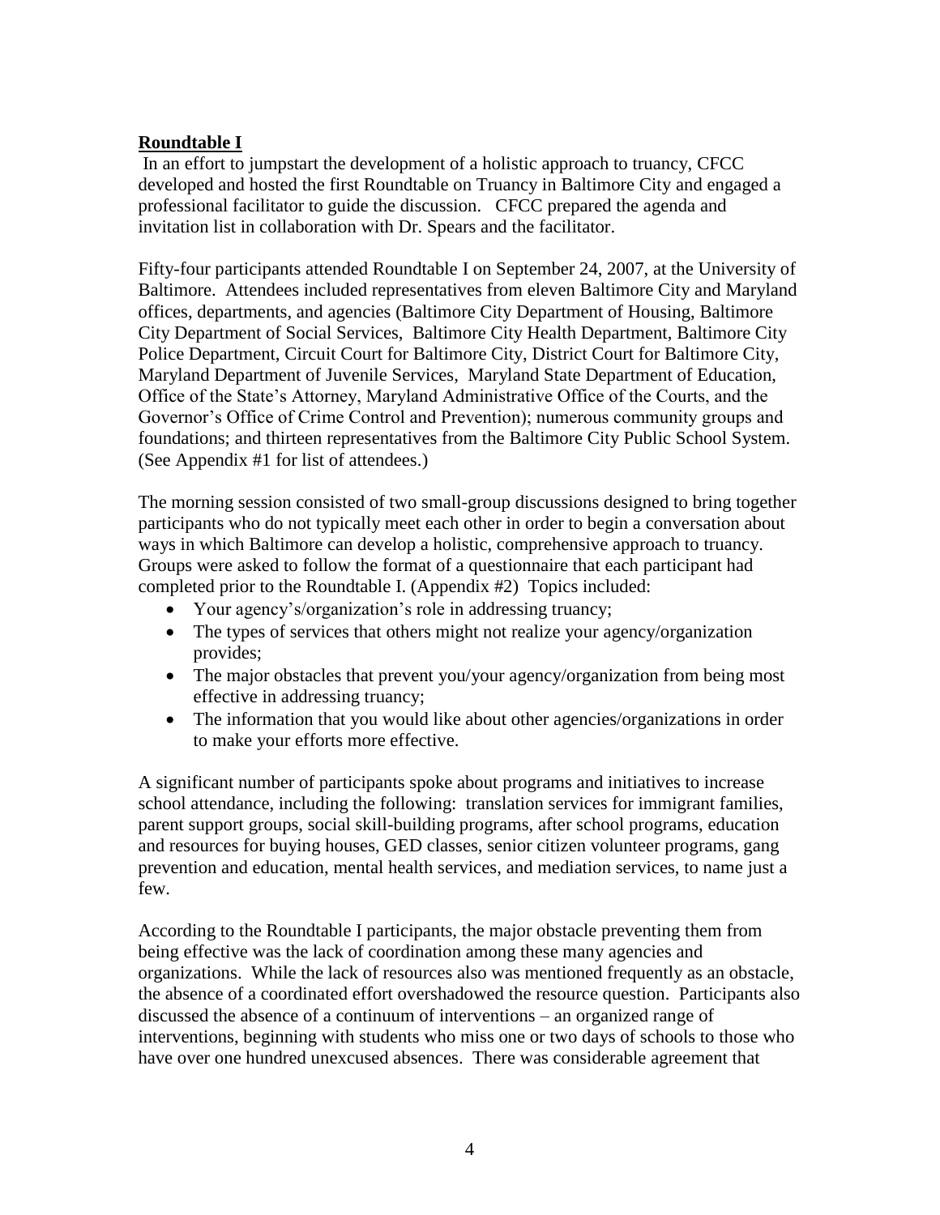**Roundtable I**

In an effort to jumpstart the development of a holistic approach to truancy, CFCC developed and hosted the first Roundtable on Truancy in Baltimore City and engaged a professional facilitator to guide the discussion. CFCC prepared the agenda and invitation list in collaboration with Dr. Spears and the facilitator.

Fifty-four participants attended Roundtable I on September 24, 2007, at the University of Baltimore. Attendees included representatives from eleven Baltimore City and Maryland offices, departments, and agencies (Baltimore City Department of Housing, Baltimore City Department of Social Services, Baltimore City Health Department, Baltimore City Police Department, Circuit Court for Baltimore City, District Court for Baltimore City, Maryland Department of Juvenile Services, Maryland State Department of Education, Office of the State's Attorney, Maryland Administrative Office of the Courts, and the Governor's Office of Crime Control and Prevention); numerous community groups and foundations; and thirteen representatives from the Baltimore City Public School System. (See Appendix #1 for list of attendees.)

The morning session consisted of two small-group discussions designed to bring together participants who do not typically meet each other in order to begin a conversation about ways in which Baltimore can develop a holistic, comprehensive approach to truancy. Groups were asked to follow the format of a questionnaire that each participant had completed prior to the Roundtable I. (Appendix #2) Topics included:

- Your agency's/organization's role in addressing truancy;
- The types of services that others might not realize your agency/organization provides;
- The major obstacles that prevent you/your agency/organization from being most effective in addressing truancy;
- The information that you would like about other agencies/organizations in order to make your efforts more effective.

A significant number of participants spoke about programs and initiatives to increase school attendance, including the following: translation services for immigrant families, parent support groups, social skill-building programs, after school programs, education and resources for buying houses, GED classes, senior citizen volunteer programs, gang prevention and education, mental health services, and mediation services, to name just a few.

According to the Roundtable I participants, the major obstacle preventing them from being effective was the lack of coordination among these many agencies and organizations. While the lack of resources also was mentioned frequently as an obstacle, the absence of a coordinated effort overshadowed the resource question. Participants also discussed the absence of a continuum of interventions – an organized range of interventions, beginning with students who miss one or two days of schools to those who have over one hundred unexcused absences. There was considerable agreement that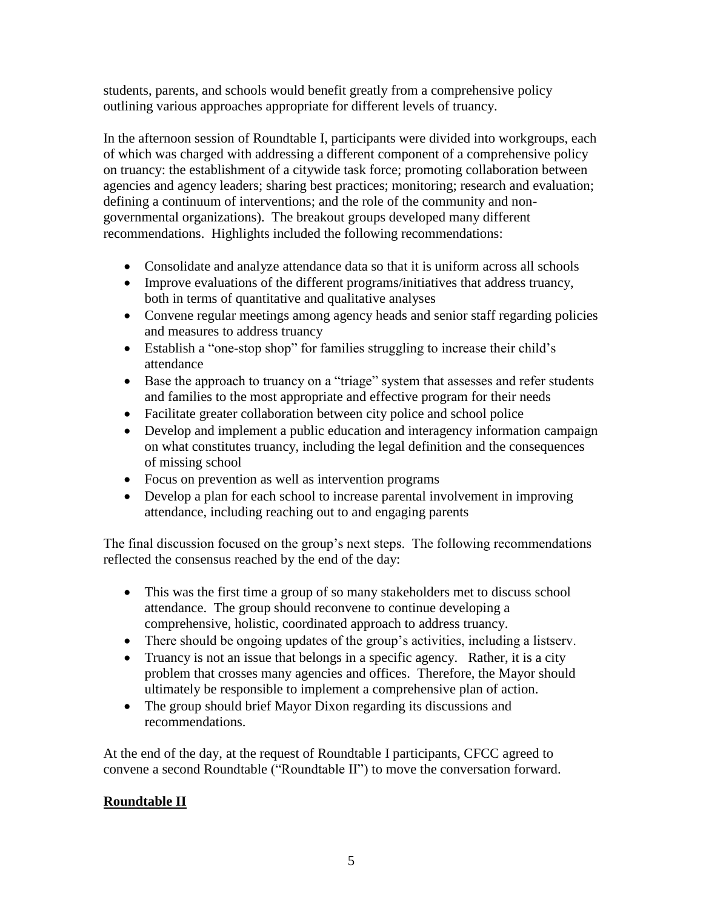students, parents, and schools would benefit greatly from a comprehensive policy outlining various approaches appropriate for different levels of truancy.

In the afternoon session of Roundtable I, participants were divided into workgroups, each of which was charged with addressing a different component of a comprehensive policy on truancy: the establishment of a citywide task force; promoting collaboration between agencies and agency leaders; sharing best practices; monitoring; research and evaluation; defining a continuum of interventions; and the role of the community and non-governmental organizations). The breakout groups developed many different recommendations. Highlights included the following recommendations:

- Consolidate and analyze attendance data so that it is uniform across all schools
- Improve evaluations of the different programs/initiatives that address truancy, both in terms of quantitative and qualitative analyses
- Convene regular meetings among agency heads and senior staff regarding policies and measures to address truancy
- Establish a "one-stop shop" for families struggling to increase their child's attendance
- Base the approach to truancy on a "triage" system that assesses and refer students and families to the most appropriate and effective program for their needs
- Facilitate greater collaboration between city police and school police
- Develop and implement a public education and interagency information campaign on what constitutes truancy, including the legal definition and the consequences of missing school
- Focus on prevention as well as intervention programs
- Develop a plan for each school to increase parental involvement in improving attendance, including reaching out to and engaging parents

The final discussion focused on the group's next steps. The following recommendations reflected the consensus reached by the end of the day:

- This was the first time a group of so many stakeholders met to discuss school attendance. The group should reconvene to continue developing a comprehensive, holistic, coordinated approach to address truancy.
- There should be ongoing updates of the group's activities, including a listserv.
- Truancy is not an issue that belongs in a specific agency. Rather, it is a city problem that crosses many agencies and offices. Therefore, the Mayor should ultimately be responsible to implement a comprehensive plan of action.
- The group should brief Mayor Dixon regarding its discussions and recommendations.

At the end of the day, at the request of Roundtable I participants, CFCC agreed to convene a second Roundtable ("Roundtable II") to move the conversation forward.

## Roundtable II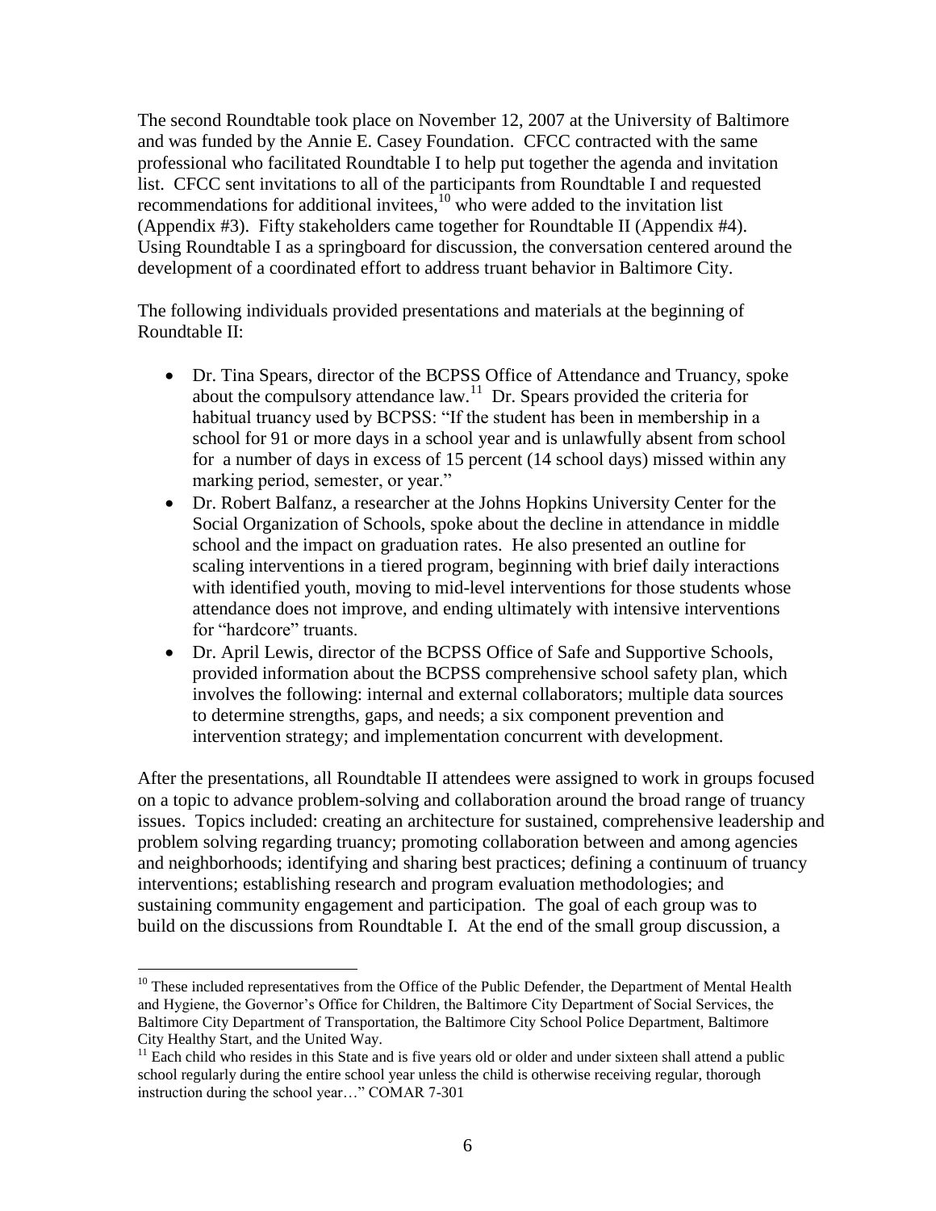The second Roundtable took place on November 12, 2007 at the University of Baltimore and was funded by the Annie E. Casey Foundation. CFCC contracted with the same professional who facilitated Roundtable I to help put together the agenda and invitation list. CFCC sent invitations to all of the participants from Roundtable I and requested recommendations for additional invitees,[10] who were added to the invitation list (Appendix #3). Fifty stakeholders came together for Roundtable II (Appendix #4). Using Roundtable I as a springboard for discussion, the conversation centered around the development of a coordinated effort to address truant behavior in Baltimore City.

The following individuals provided presentations and materials at the beginning of Roundtable II:

- Dr. Tina Spears, director of the BCPSS Office of Attendance and Truancy, spoke about the compulsory attendance law.[11] Dr. Spears provided the criteria for habitual truancy used by BCPSS: "If the student has been in membership in a school for 91 or more days in a school year and is unlawfully absent from school for a number of days in excess of 15 percent (14 school days) missed within any marking period, semester, or year."
- Dr. Robert Balfanz, a researcher at the Johns Hopkins University Center for the Social Organization of Schools, spoke about the decline in attendance in middle school and the impact on graduation rates. He also presented an outline for scaling interventions in a tiered program, beginning with brief daily interactions with identified youth, moving to mid-level interventions for those students whose attendance does not improve, and ending ultimately with intensive interventions for "hardcore" truants.
- Dr. April Lewis, director of the BCPSS Office of Safe and Supportive Schools, provided information about the BCPSS comprehensive school safety plan, which involves the following: internal and external collaborators; multiple data sources to determine strengths, gaps, and needs; a six component prevention and intervention strategy; and implementation concurrent with development.

After the presentations, all Roundtable II attendees were assigned to work in groups focused on a topic to advance problem-solving and collaboration around the broad range of truancy issues. Topics included: creating an architecture for sustained, comprehensive leadership and problem solving regarding truancy; promoting collaboration between and among agencies and neighborhoods; identifying and sharing best practices; defining a continuum of truancy interventions; establishing research and program evaluation methodologies; and sustaining community engagement and participation. The goal of each group was to build on the discussions from Roundtable I. At the end of the small group discussion, a

---

[10] These included representatives from the Office of the Public Defender, the Department of Mental Health and Hygiene, the Governor's Office for Children, the Baltimore City Department of Social Services, the Baltimore City Department of Transportation, the Baltimore City School Police Department, Baltimore City Healthy Start, and the United Way.

[11] Each child who resides in this State and is five years old or older and under sixteen shall attend a public school regularly during the entire school year unless the child is otherwise receiving regular, thorough instruction during the school year…" COMAR 7-301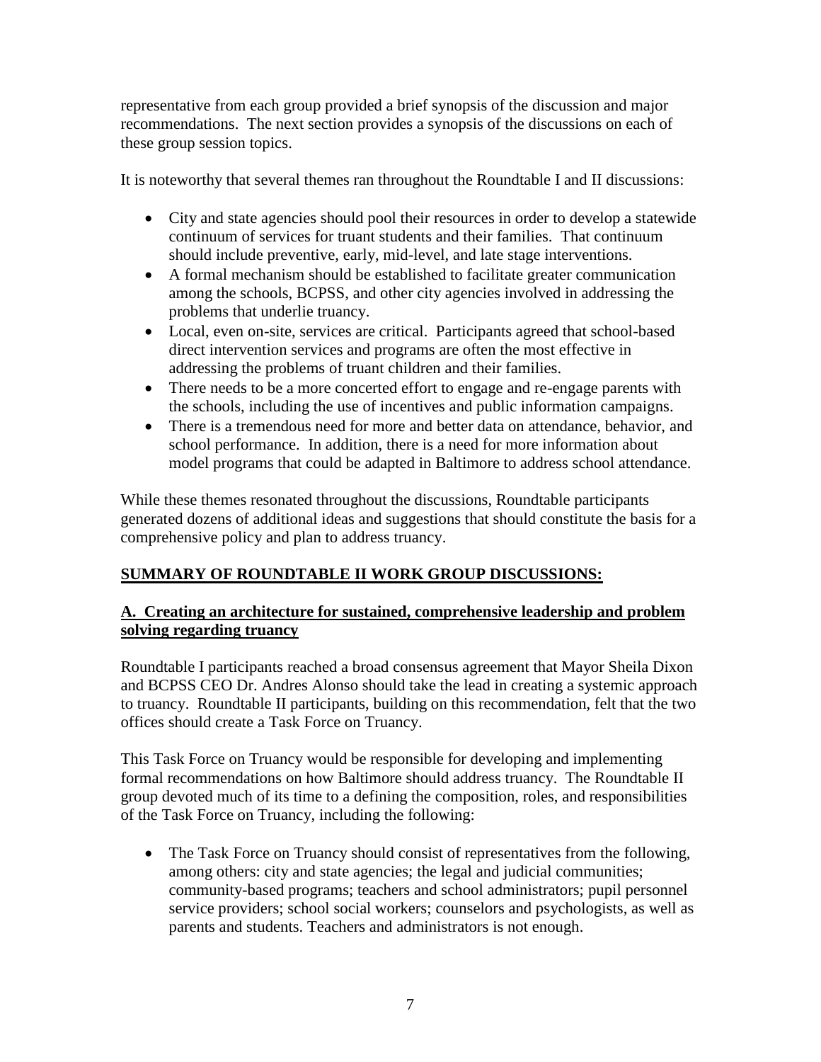representative from each group provided a brief synopsis of the discussion and major recommendations. The next section provides a synopsis of the discussions on each of these group session topics.

It is noteworthy that several themes ran throughout the Roundtable I and II discussions:

- City and state agencies should pool their resources in order to develop a statewide continuum of services for truant students and their families. That continuum should include preventive, early, mid-level, and late stage interventions.
- A formal mechanism should be established to facilitate greater communication among the schools, BCPSS, and other city agencies involved in addressing the problems that underlie truancy.
- Local, even on-site, services are critical. Participants agreed that school-based direct intervention services and programs are often the most effective in addressing the problems of truant children and their families.
- There needs to be a more concerted effort to engage and re-engage parents with the schools, including the use of incentives and public information campaigns.
- There is a tremendous need for more and better data on attendance, behavior, and school performance. In addition, there is a need for more information about model programs that could be adapted in Baltimore to address school attendance.

While these themes resonated throughout the discussions, Roundtable participants generated dozens of additional ideas and suggestions that should constitute the basis for a comprehensive policy and plan to address truancy.

## <u>SUMMARY OF ROUNDTABLE II WORK GROUP DISCUSSIONS:</u>

### <u>A. Creating an architecture for sustained, comprehensive leadership and problem solving regarding truancy</u>

Roundtable I participants reached a broad consensus agreement that Mayor Sheila Dixon and BCPSS CEO Dr. Andres Alonso should take the lead in creating a systemic approach to truancy. Roundtable II participants, building on this recommendation, felt that the two offices should create a Task Force on Truancy.

This Task Force on Truancy would be responsible for developing and implementing formal recommendations on how Baltimore should address truancy. The Roundtable II group devoted much of its time to a defining the composition, roles, and responsibilities of the Task Force on Truancy, including the following:

- The Task Force on Truancy should consist of representatives from the following, among others: city and state agencies; the legal and judicial communities; community-based programs; teachers and school administrators; pupil personnel service providers; school social workers; counselors and psychologists, as well as parents and students. Teachers and administrators is not enough.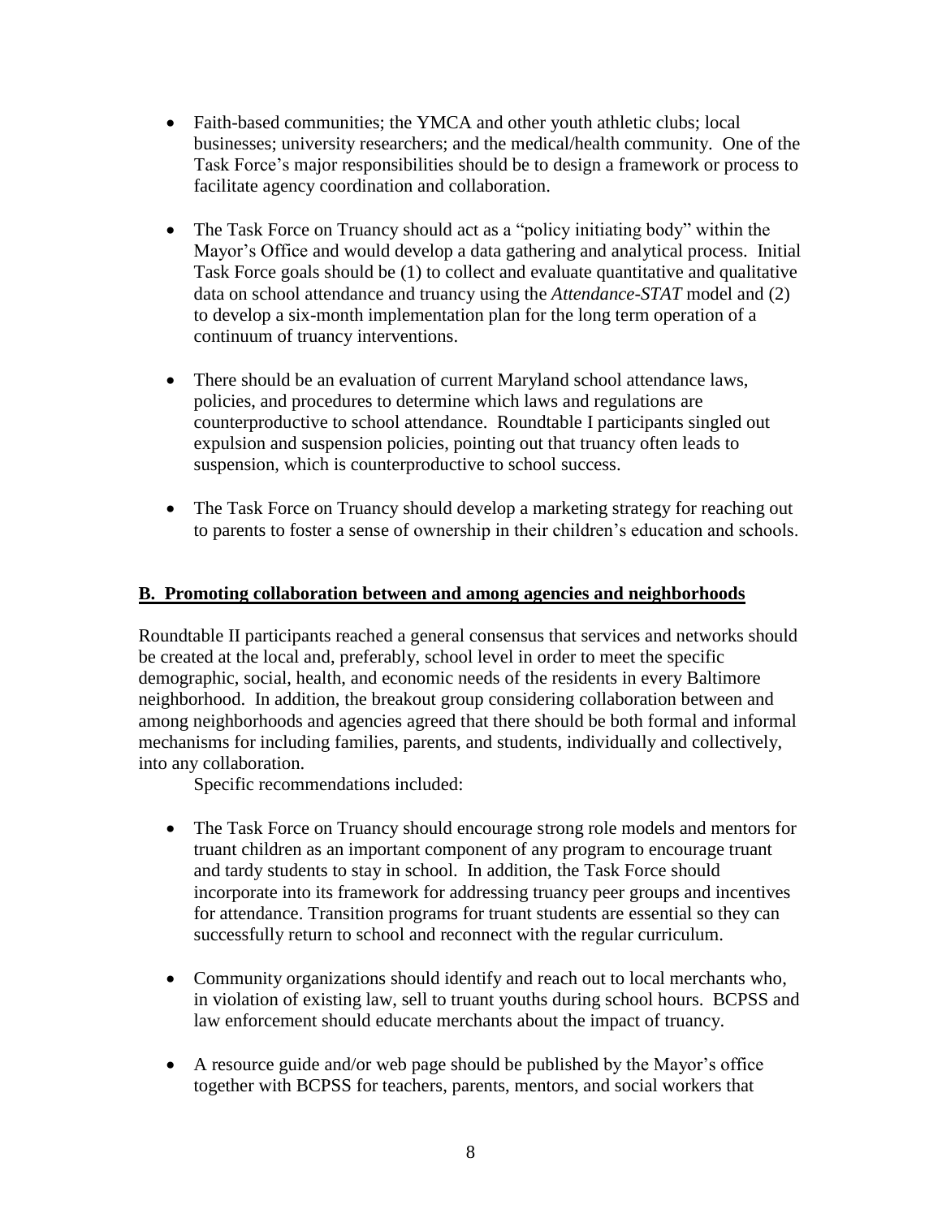- Faith-based communities; the YMCA and other youth athletic clubs; local businesses; university researchers; and the medical/health community. One of the Task Force's major responsibilities should be to design a framework or process to facilitate agency coordination and collaboration.

- The Task Force on Truancy should act as a "policy initiating body" within the Mayor's Office and would develop a data gathering and analytical process. Initial Task Force goals should be (1) to collect and evaluate quantitative and qualitative data on school attendance and truancy using the *Attendance-STAT* model and (2) to develop a six-month implementation plan for the long term operation of a continuum of truancy interventions.

- There should be an evaluation of current Maryland school attendance laws, policies, and procedures to determine which laws and regulations are counterproductive to school attendance. Roundtable I participants singled out expulsion and suspension policies, pointing out that truancy often leads to suspension, which is counterproductive to school success.

- The Task Force on Truancy should develop a marketing strategy for reaching out to parents to foster a sense of ownership in their children's education and schools.

**B. Promoting collaboration between and among agencies and neighborhoods**

Roundtable II participants reached a general consensus that services and networks should be created at the local and, preferably, school level in order to meet the specific demographic, social, health, and economic needs of the residents in every Baltimore neighborhood. In addition, the breakout group considering collaboration between and among neighborhoods and agencies agreed that there should be both formal and informal mechanisms for including families, parents, and students, individually and collectively, into any collaboration.

Specific recommendations included:

- The Task Force on Truancy should encourage strong role models and mentors for truant children as an important component of any program to encourage truant and tardy students to stay in school. In addition, the Task Force should incorporate into its framework for addressing truancy peer groups and incentives for attendance. Transition programs for truant students are essential so they can successfully return to school and reconnect with the regular curriculum.

- Community organizations should identify and reach out to local merchants who, in violation of existing law, sell to truant youths during school hours. BCPSS and law enforcement should educate merchants about the impact of truancy.

- A resource guide and/or web page should be published by the Mayor's office together with BCPSS for teachers, parents, mentors, and social workers that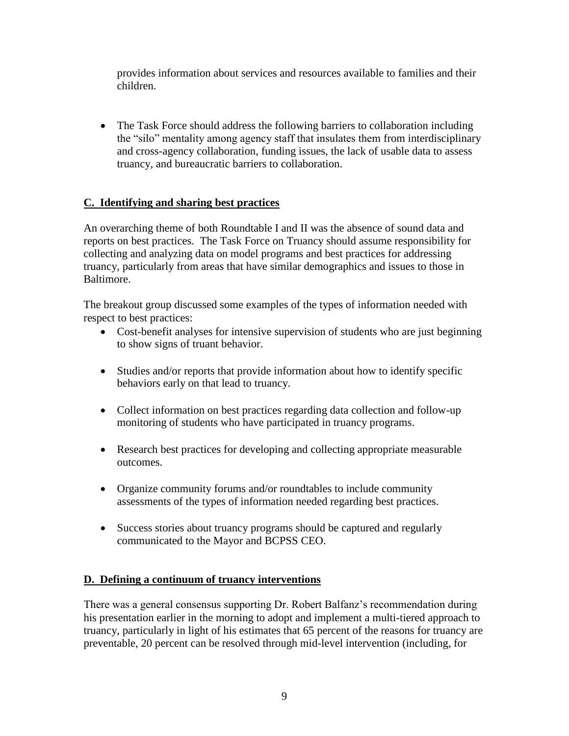provides information about services and resources available to families and their children.

- The Task Force should address the following barriers to collaboration including the "silo" mentality among agency staff that insulates them from interdisciplinary and cross-agency collaboration, funding issues, the lack of usable data to assess truancy, and bureaucratic barriers to collaboration.

## C. Identifying and sharing best practices

An overarching theme of both Roundtable I and II was the absence of sound data and reports on best practices. The Task Force on Truancy should assume responsibility for collecting and analyzing data on model programs and best practices for addressing truancy, particularly from areas that have similar demographics and issues to those in Baltimore.

The breakout group discussed some examples of the types of information needed with respect to best practices:

- Cost-benefit analyses for intensive supervision of students who are just beginning to show signs of truant behavior.
- Studies and/or reports that provide information about how to identify specific behaviors early on that lead to truancy.
- Collect information on best practices regarding data collection and follow-up monitoring of students who have participated in truancy programs.
- Research best practices for developing and collecting appropriate measurable outcomes.
- Organize community forums and/or roundtables to include community assessments of the types of information needed regarding best practices.
- Success stories about truancy programs should be captured and regularly communicated to the Mayor and BCPSS CEO.

## D. Defining a continuum of truancy interventions

There was a general consensus supporting Dr. Robert Balfanz's recommendation during his presentation earlier in the morning to adopt and implement a multi-tiered approach to truancy, particularly in light of his estimates that 65 percent of the reasons for truancy are preventable, 20 percent can be resolved through mid-level intervention (including, for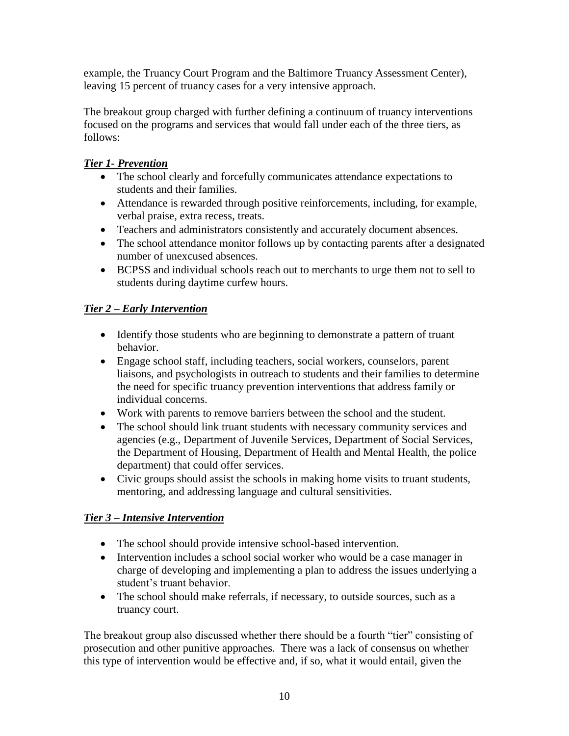example, the Truancy Court Program and the Baltimore Truancy Assessment Center), leaving 15 percent of truancy cases for a very intensive approach.

The breakout group charged with further defining a continuum of truancy interventions focused on the programs and services that would fall under each of the three tiers, as follows:

***Tier 1- Prevention***

- The school clearly and forcefully communicates attendance expectations to students and their families.
- Attendance is rewarded through positive reinforcements, including, for example, verbal praise, extra recess, treats.
- Teachers and administrators consistently and accurately document absences.
- The school attendance monitor follows up by contacting parents after a designated number of unexcused absences.
- BCPSS and individual schools reach out to merchants to urge them not to sell to students during daytime curfew hours.

***Tier 2 – Early Intervention***

- Identify those students who are beginning to demonstrate a pattern of truant behavior.
- Engage school staff, including teachers, social workers, counselors, parent liaisons, and psychologists in outreach to students and their families to determine the need for specific truancy prevention interventions that address family or individual concerns.
- Work with parents to remove barriers between the school and the student.
- The school should link truant students with necessary community services and agencies (e.g., Department of Juvenile Services, Department of Social Services, the Department of Housing, Department of Health and Mental Health, the police department) that could offer services.
- Civic groups should assist the schools in making home visits to truant students, mentoring, and addressing language and cultural sensitivities.

***Tier 3 – Intensive Intervention***

- The school should provide intensive school-based intervention.
- Intervention includes a school social worker who would be a case manager in charge of developing and implementing a plan to address the issues underlying a student's truant behavior.
- The school should make referrals, if necessary, to outside sources, such as a truancy court.

The breakout group also discussed whether there should be a fourth "tier" consisting of prosecution and other punitive approaches. There was a lack of consensus on whether this type of intervention would be effective and, if so, what it would entail, given the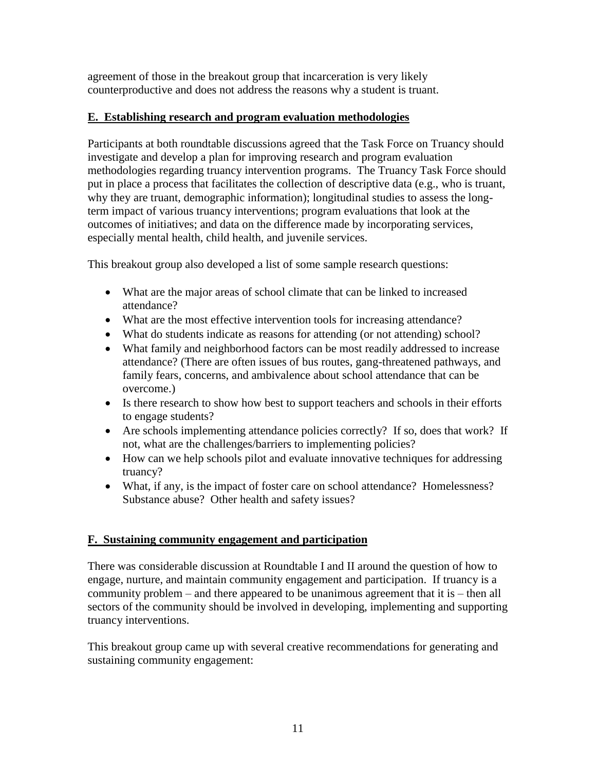agreement of those in the breakout group that incarceration is very likely counterproductive and does not address the reasons why a student is truant.

## E. Establishing research and program evaluation methodologies

Participants at both roundtable discussions agreed that the Task Force on Truancy should investigate and develop a plan for improving research and program evaluation methodologies regarding truancy intervention programs. The Truancy Task Force should put in place a process that facilitates the collection of descriptive data (e.g., who is truant, why they are truant, demographic information); longitudinal studies to assess the long-term impact of various truancy interventions; program evaluations that look at the outcomes of initiatives; and data on the difference made by incorporating services, especially mental health, child health, and juvenile services.

This breakout group also developed a list of some sample research questions:

- What are the major areas of school climate that can be linked to increased attendance?
- What are the most effective intervention tools for increasing attendance?
- What do students indicate as reasons for attending (or not attending) school?
- What family and neighborhood factors can be most readily addressed to increase attendance? (There are often issues of bus routes, gang-threatened pathways, and family fears, concerns, and ambivalence about school attendance that can be overcome.)
- Is there research to show how best to support teachers and schools in their efforts to engage students?
- Are schools implementing attendance policies correctly? If so, does that work? If not, what are the challenges/barriers to implementing policies?
- How can we help schools pilot and evaluate innovative techniques for addressing truancy?
- What, if any, is the impact of foster care on school attendance? Homelessness? Substance abuse? Other health and safety issues?

## F. Sustaining community engagement and participation

There was considerable discussion at Roundtable I and II around the question of how to engage, nurture, and maintain community engagement and participation. If truancy is a community problem – and there appeared to be unanimous agreement that it is – then all sectors of the community should be involved in developing, implementing and supporting truancy interventions.

This breakout group came up with several creative recommendations for generating and sustaining community engagement: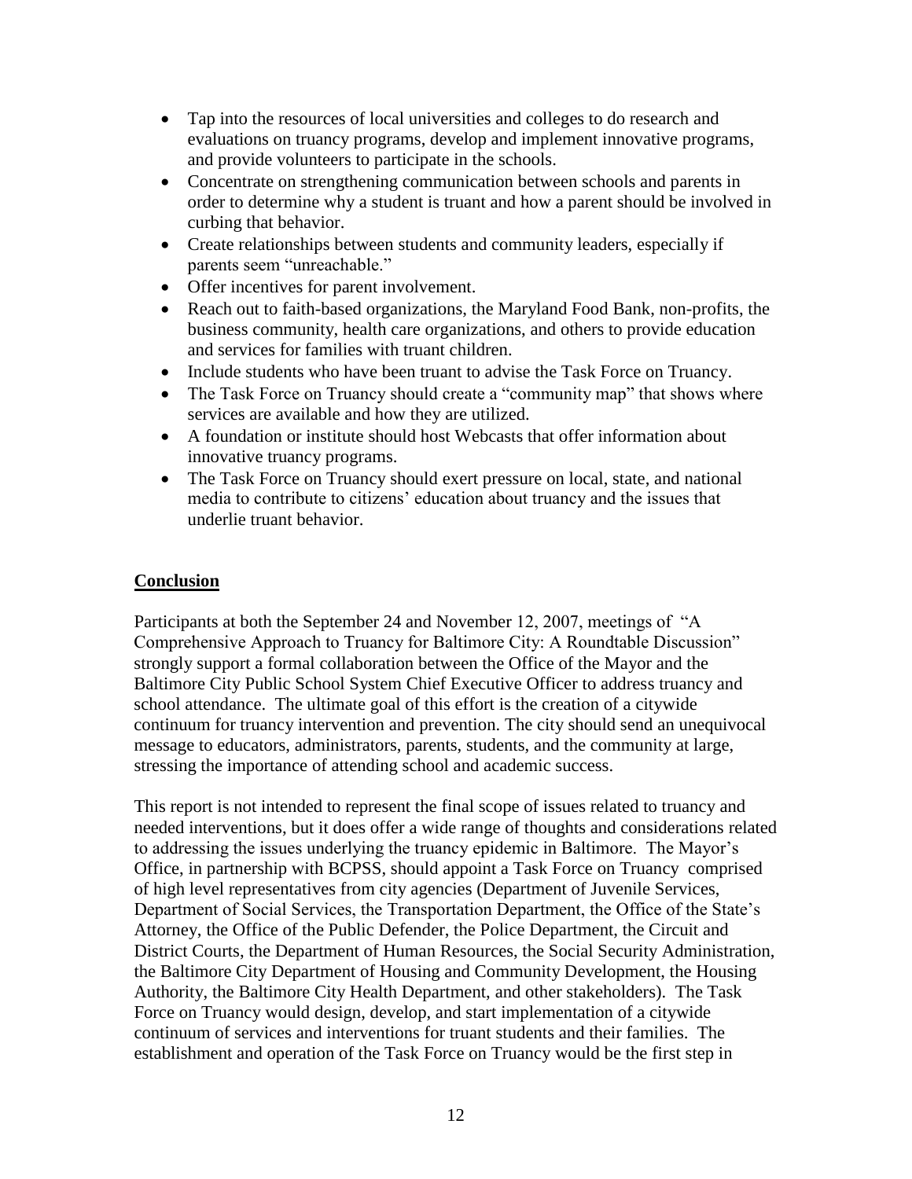- Tap into the resources of local universities and colleges to do research and evaluations on truancy programs, develop and implement innovative programs, and provide volunteers to participate in the schools.
- Concentrate on strengthening communication between schools and parents in order to determine why a student is truant and how a parent should be involved in curbing that behavior.
- Create relationships between students and community leaders, especially if parents seem "unreachable."
- Offer incentives for parent involvement.
- Reach out to faith-based organizations, the Maryland Food Bank, non-profits, the business community, health care organizations, and others to provide education and services for families with truant children.
- Include students who have been truant to advise the Task Force on Truancy.
- The Task Force on Truancy should create a "community map" that shows where services are available and how they are utilized.
- A foundation or institute should host Webcasts that offer information about innovative truancy programs.
- The Task Force on Truancy should exert pressure on local, state, and national media to contribute to citizens' education about truancy and the issues that underlie truant behavior.

## Conclusion

Participants at both the September 24 and November 12, 2007, meetings of "A Comprehensive Approach to Truancy for Baltimore City: A Roundtable Discussion" strongly support a formal collaboration between the Office of the Mayor and the Baltimore City Public School System Chief Executive Officer to address truancy and school attendance. The ultimate goal of this effort is the creation of a citywide continuum for truancy intervention and prevention. The city should send an unequivocal message to educators, administrators, parents, students, and the community at large, stressing the importance of attending school and academic success.

This report is not intended to represent the final scope of issues related to truancy and needed interventions, but it does offer a wide range of thoughts and considerations related to addressing the issues underlying the truancy epidemic in Baltimore. The Mayor's Office, in partnership with BCPSS, should appoint a Task Force on Truancy comprised of high level representatives from city agencies (Department of Juvenile Services, Department of Social Services, the Transportation Department, the Office of the State's Attorney, the Office of the Public Defender, the Police Department, the Circuit and District Courts, the Department of Human Resources, the Social Security Administration, the Baltimore City Department of Housing and Community Development, the Housing Authority, the Baltimore City Health Department, and other stakeholders). The Task Force on Truancy would design, develop, and start implementation of a citywide continuum of services and interventions for truant students and their families. The establishment and operation of the Task Force on Truancy would be the first step in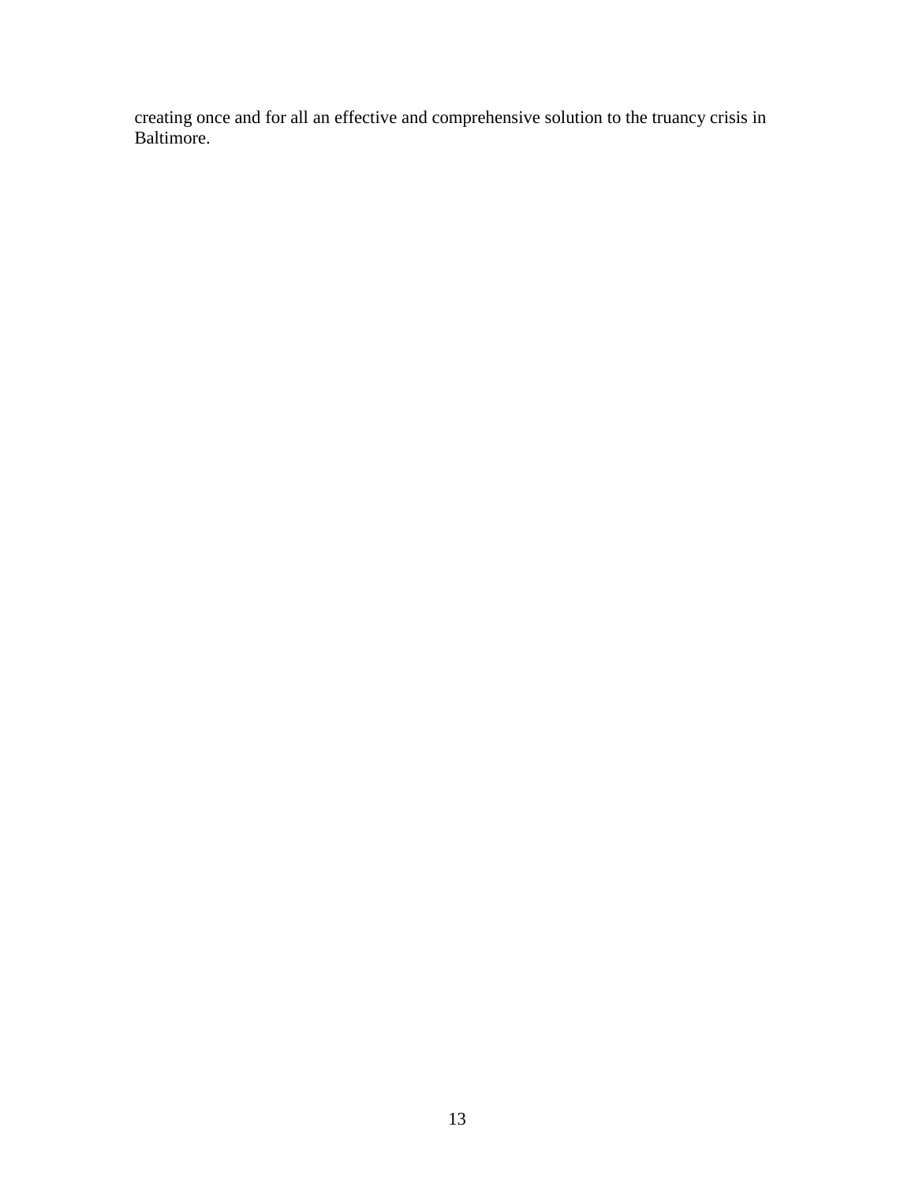creating once and for all an effective and comprehensive solution to the truancy crisis in Baltimore.